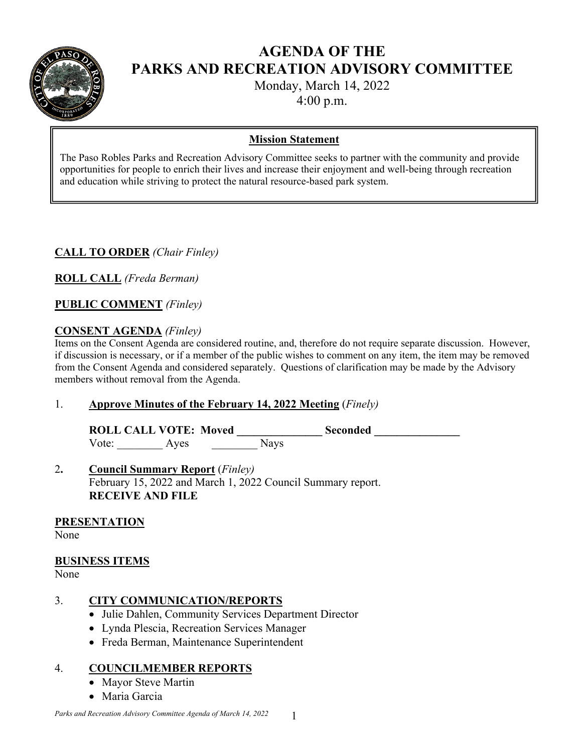# AGENDA OF THE PARKS AND RECREATION ADVISORY COMMITTEE

Monday, March 14, 2022
4:00 p.m.

> **Mission Statement**
>
> The Paso Robles Parks and Recreation Advisory Committee seeks to partner with the community and provide opportunities for people to enrich their lives and increase their enjoyment and well-being through recreation and education while striving to protect the natural resource-based park system.

**CALL TO ORDER** *(Chair Finley)*

**ROLL CALL** *(Freda Berman)*

**PUBLIC COMMENT** *(Finley)*

**CONSENT AGENDA** *(Finley)*

Items on the Consent Agenda are considered routine, and, therefore do not require separate discussion. However, if discussion is necessary, or if a member of the public wishes to comment on any item, the item may be removed from the Consent Agenda and considered separately. Questions of clarification may be made by the Advisory members without removal from the Agenda.

1. **Approve Minutes of the February 14, 2022 Meeting** (*Finely)*

   **ROLL CALL VOTE: Moved _______________ Seconded _______________**
   Vote: ________ Ayes ________ Nays

2. **Council Summary Report** (*Finley)*
   February 15, 2022 and March 1, 2022 Council Summary report.
   **RECEIVE AND FILE**

**PRESENTATION**

None

**BUSINESS ITEMS**

None

3. **CITY COMMUNICATION/REPORTS**
   - Julie Dahlen, Community Services Department Director
   - Lynda Plescia, Recreation Services Manager
   - Freda Berman, Maintenance Superintendent

4. **COUNCILMEMBER REPORTS**
   - Mayor Steve Martin
   - Maria Garcia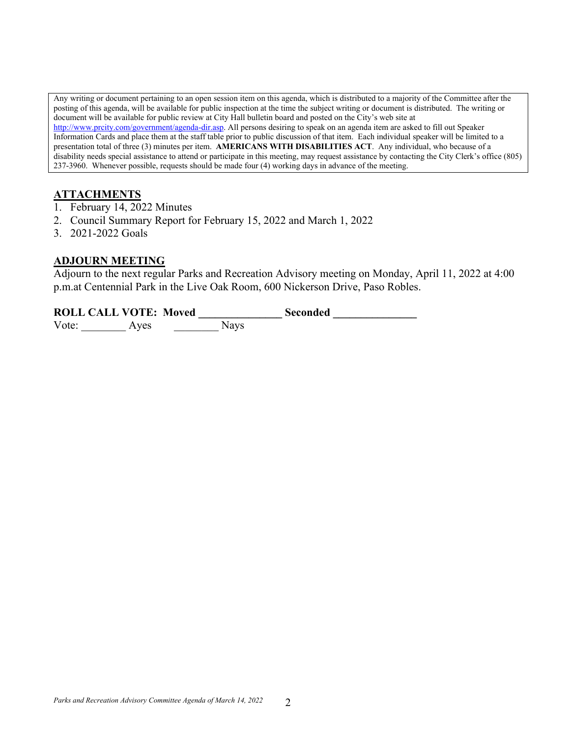Any writing or document pertaining to an open session item on this agenda, which is distributed to a majority of the Committee after the posting of this agenda, will be available for public inspection at the time the subject writing or document is distributed. The writing or document will be available for public review at City Hall bulletin board and posted on the City's web site at http://www.prcity.com/government/agenda-dir.asp. All persons desiring to speak on an agenda item are asked to fill out Speaker Information Cards and place them at the staff table prior to public discussion of that item. Each individual speaker will be limited to a presentation total of three (3) minutes per item. **AMERICANS WITH DISABILITIES ACT**. Any individual, who because of a disability needs special assistance to attend or participate in this meeting, may request assistance by contacting the City Clerk's office (805) 237-3960. Whenever possible, requests should be made four (4) working days in advance of the meeting.

## ATTACHMENTS

1. February 14, 2022 Minutes
2. Council Summary Report for February 15, 2022 and March 1, 2022
3. 2021-2022 Goals

## ADJOURN MEETING

Adjourn to the next regular Parks and Recreation Advisory meeting on Monday, April 11, 2022 at 4:00 p.m.at Centennial Park in the Live Oak Room, 600 Nickerson Drive, Paso Robles.

**ROLL CALL VOTE: Moved _______________ Seconded _______________**

Vote: ________ Ayes ________ Nays